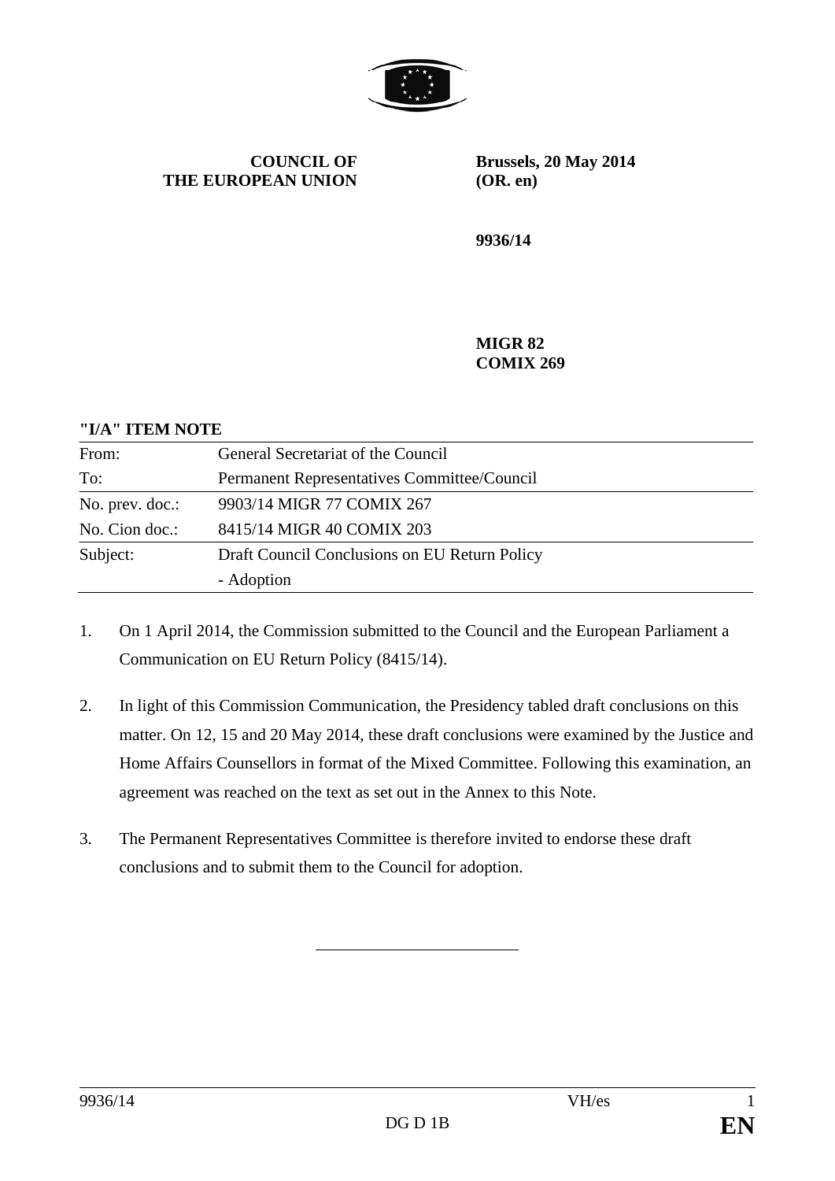**COUNCIL OF THE EUROPEAN UNION**

**Brussels, 20 May 2014 (OR. en)**

**9936/14**

**MIGR 82**
**COMIX 269**

**"I/A" ITEM NOTE**

| | |
|---|---|
| From: | General Secretariat of the Council |
| To: | Permanent Representatives Committee/Council |
| No. prev. doc.: | 9903/14 MIGR 77 COMIX 267 |
| No. Cion doc.: | 8415/14 MIGR 40 COMIX 203 |
| Subject: | Draft Council Conclusions on EU Return Policy<br>- Adoption |

1. On 1 April 2014, the Commission submitted to the Council and the European Parliament a Communication on EU Return Policy (8415/14).

2. In light of this Commission Communication, the Presidency tabled draft conclusions on this matter. On 12, 15 and 20 May 2014, these draft conclusions were examined by the Justice and Home Affairs Counsellors in format of the Mixed Committee. Following this examination, an agreement was reached on the text as set out in the Annex to this Note.

3. The Permanent Representatives Committee is therefore invited to endorse these draft conclusions and to submit them to the Council for adoption.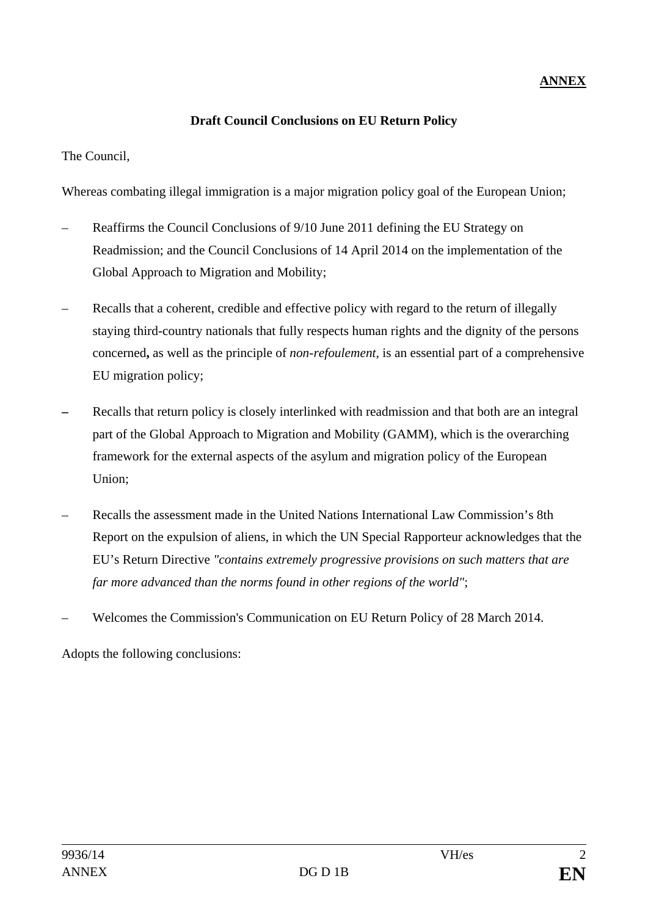**ANNEX**

**Draft Council Conclusions on EU Return Policy**

The Council,

Whereas combating illegal immigration is a major migration policy goal of the European Union;

– Reaffirms the Council Conclusions of 9/10 June 2011 defining the EU Strategy on Readmission; and the Council Conclusions of 14 April 2014 on the implementation of the Global Approach to Migration and Mobility;

– Recalls that a coherent, credible and effective policy with regard to the return of illegally staying third-country nationals that fully respects human rights and the dignity of the persons concerned**,** as well as the principle of *non-refoulement*, is an essential part of a comprehensive EU migration policy;

– Recalls that return policy is closely interlinked with readmission and that both are an integral part of the Global Approach to Migration and Mobility (GAMM), which is the overarching framework for the external aspects of the asylum and migration policy of the European Union;

– Recalls the assessment made in the United Nations International Law Commission's 8th Report on the expulsion of aliens, in which the UN Special Rapporteur acknowledges that the EU's Return Directive *"contains extremely progressive provisions on such matters that are far more advanced than the norms found in other regions of the world"*;

– Welcomes the Commission's Communication on EU Return Policy of 28 March 2014.

Adopts the following conclusions: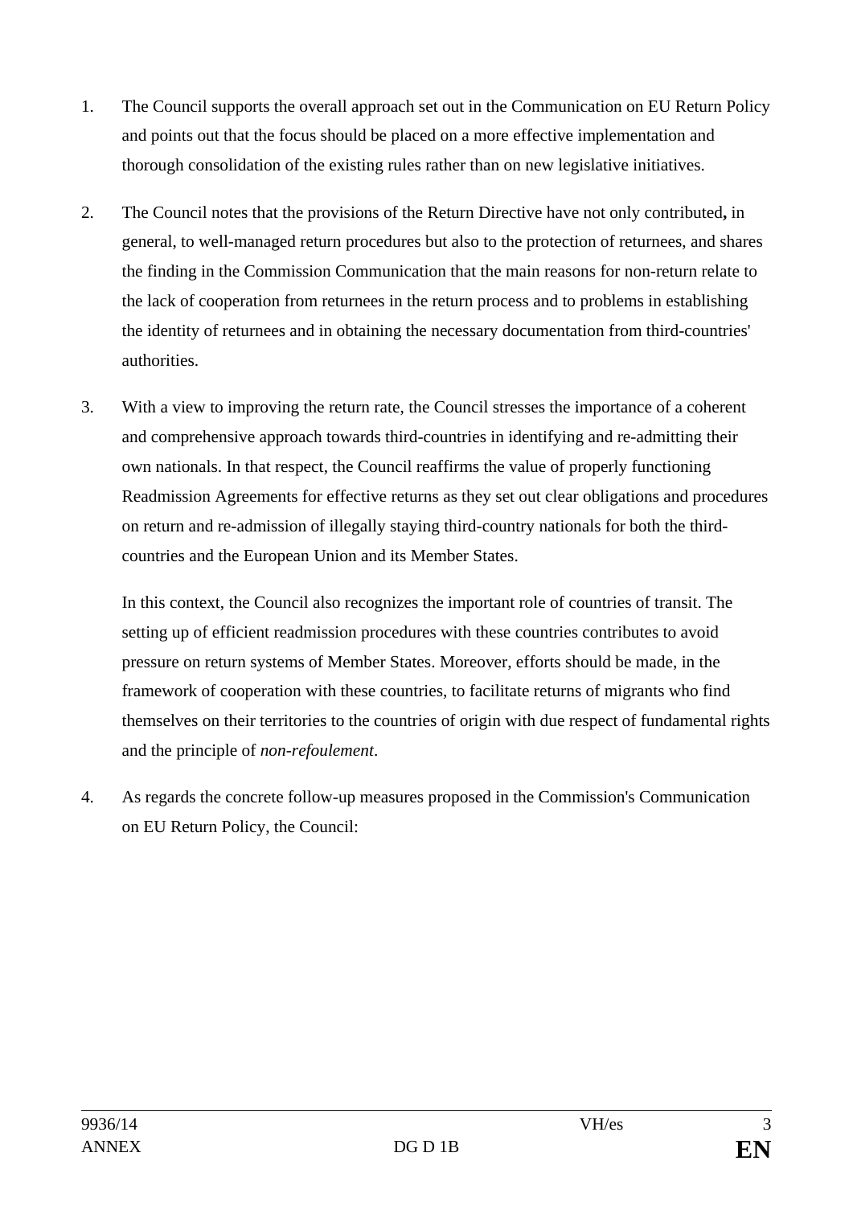1. The Council supports the overall approach set out in the Communication on EU Return Policy and points out that the focus should be placed on a more effective implementation and thorough consolidation of the existing rules rather than on new legislative initiatives.

2. The Council notes that the provisions of the Return Directive have not only contributed**,** in general, to well-managed return procedures but also to the protection of returnees, and shares the finding in the Commission Communication that the main reasons for non-return relate to the lack of cooperation from returnees in the return process and to problems in establishing the identity of returnees and in obtaining the necessary documentation from third-countries' authorities.

3. With a view to improving the return rate, the Council stresses the importance of a coherent and comprehensive approach towards third-countries in identifying and re-admitting their own nationals. In that respect, the Council reaffirms the value of properly functioning Readmission Agreements for effective returns as they set out clear obligations and procedures on return and re-admission of illegally staying third-country nationals for both the third-countries and the European Union and its Member States.

   In this context, the Council also recognizes the important role of countries of transit. The setting up of efficient readmission procedures with these countries contributes to avoid pressure on return systems of Member States. Moreover, efforts should be made, in the framework of cooperation with these countries, to facilitate returns of migrants who find themselves on their territories to the countries of origin with due respect of fundamental rights and the principle of *non-refoulement*.

4. As regards the concrete follow-up measures proposed in the Commission's Communication on EU Return Policy, the Council: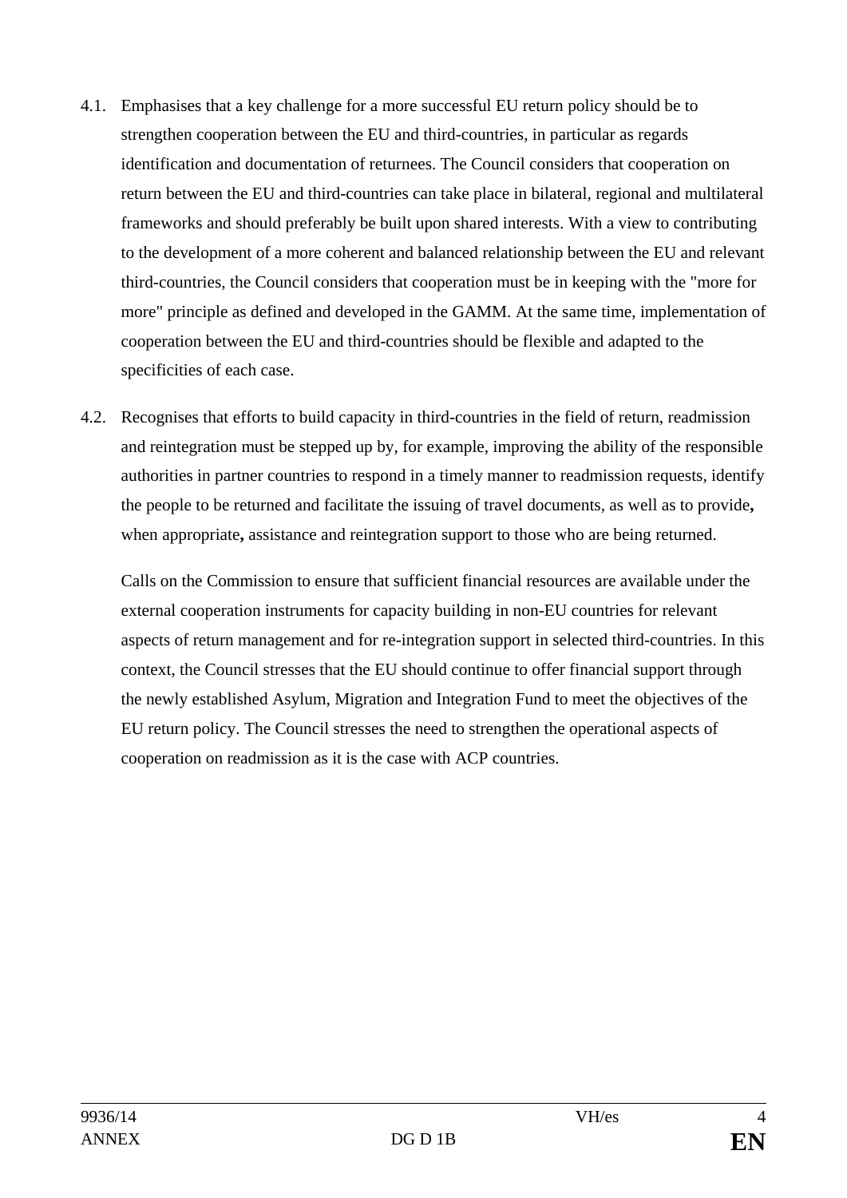4.1. Emphasises that a key challenge for a more successful EU return policy should be to strengthen cooperation between the EU and third-countries, in particular as regards identification and documentation of returnees. The Council considers that cooperation on return between the EU and third-countries can take place in bilateral, regional and multilateral frameworks and should preferably be built upon shared interests. With a view to contributing to the development of a more coherent and balanced relationship between the EU and relevant third-countries, the Council considers that cooperation must be in keeping with the "more for more" principle as defined and developed in the GAMM. At the same time, implementation of cooperation between the EU and third-countries should be flexible and adapted to the specificities of each case.

4.2. Recognises that efforts to build capacity in third-countries in the field of return, readmission and reintegration must be stepped up by, for example, improving the ability of the responsible authorities in partner countries to respond in a timely manner to readmission requests, identify the people to be returned and facilitate the issuing of travel documents, as well as to provide**,** when appropriate**,** assistance and reintegration support to those who are being returned.

Calls on the Commission to ensure that sufficient financial resources are available under the external cooperation instruments for capacity building in non-EU countries for relevant aspects of return management and for re-integration support in selected third-countries. In this context, the Council stresses that the EU should continue to offer financial support through the newly established Asylum, Migration and Integration Fund to meet the objectives of the EU return policy. The Council stresses the need to strengthen the operational aspects of cooperation on readmission as it is the case with ACP countries.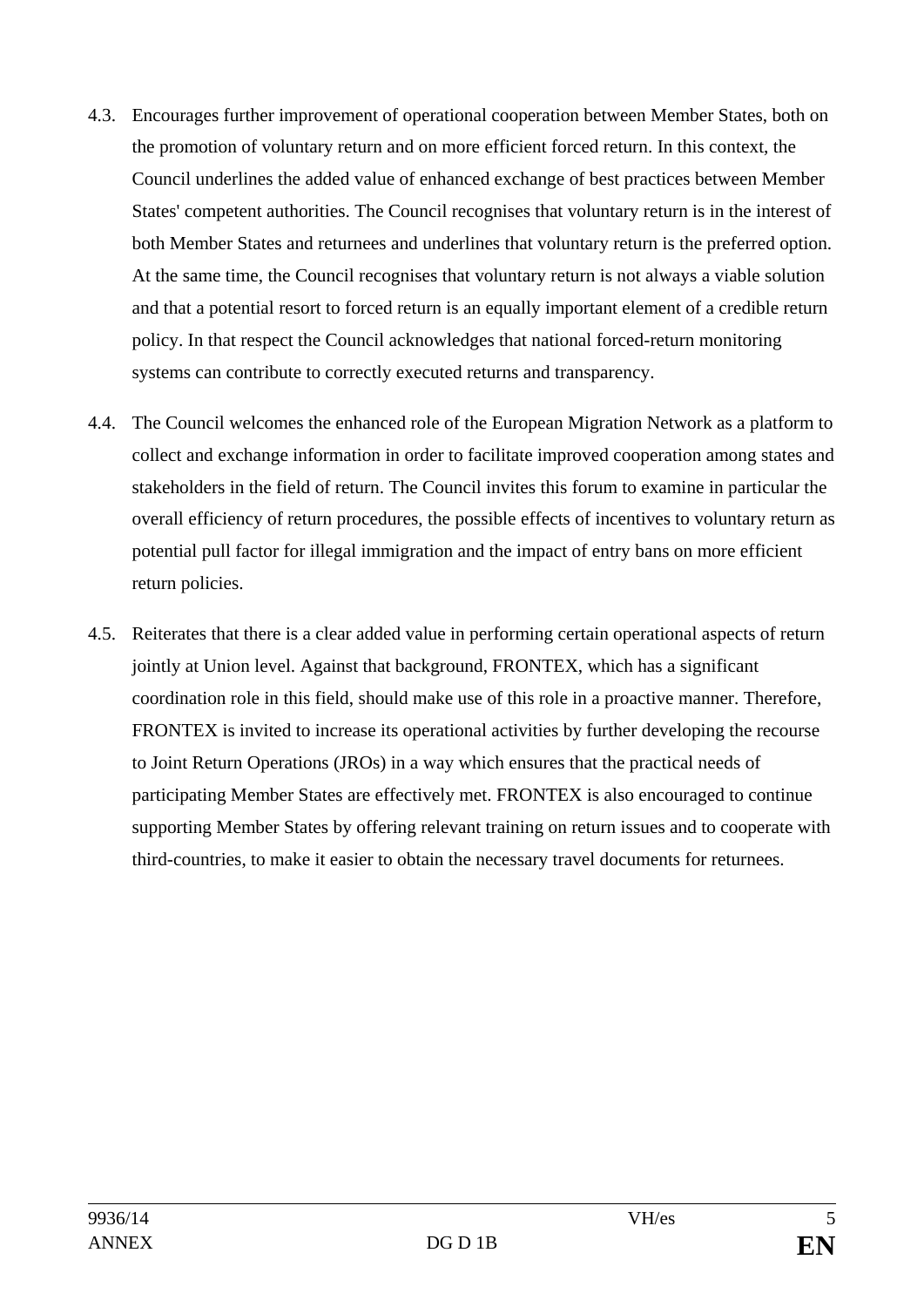4.3. Encourages further improvement of operational cooperation between Member States, both on the promotion of voluntary return and on more efficient forced return. In this context, the Council underlines the added value of enhanced exchange of best practices between Member States' competent authorities. The Council recognises that voluntary return is in the interest of both Member States and returnees and underlines that voluntary return is the preferred option. At the same time, the Council recognises that voluntary return is not always a viable solution and that a potential resort to forced return is an equally important element of a credible return policy. In that respect the Council acknowledges that national forced-return monitoring systems can contribute to correctly executed returns and transparency.

4.4. The Council welcomes the enhanced role of the European Migration Network as a platform to collect and exchange information in order to facilitate improved cooperation among states and stakeholders in the field of return. The Council invites this forum to examine in particular the overall efficiency of return procedures, the possible effects of incentives to voluntary return as potential pull factor for illegal immigration and the impact of entry bans on more efficient return policies.

4.5. Reiterates that there is a clear added value in performing certain operational aspects of return jointly at Union level. Against that background, FRONTEX, which has a significant coordination role in this field, should make use of this role in a proactive manner. Therefore, FRONTEX is invited to increase its operational activities by further developing the recourse to Joint Return Operations (JROs) in a way which ensures that the practical needs of participating Member States are effectively met. FRONTEX is also encouraged to continue supporting Member States by offering relevant training on return issues and to cooperate with third-countries, to make it easier to obtain the necessary travel documents for returnees.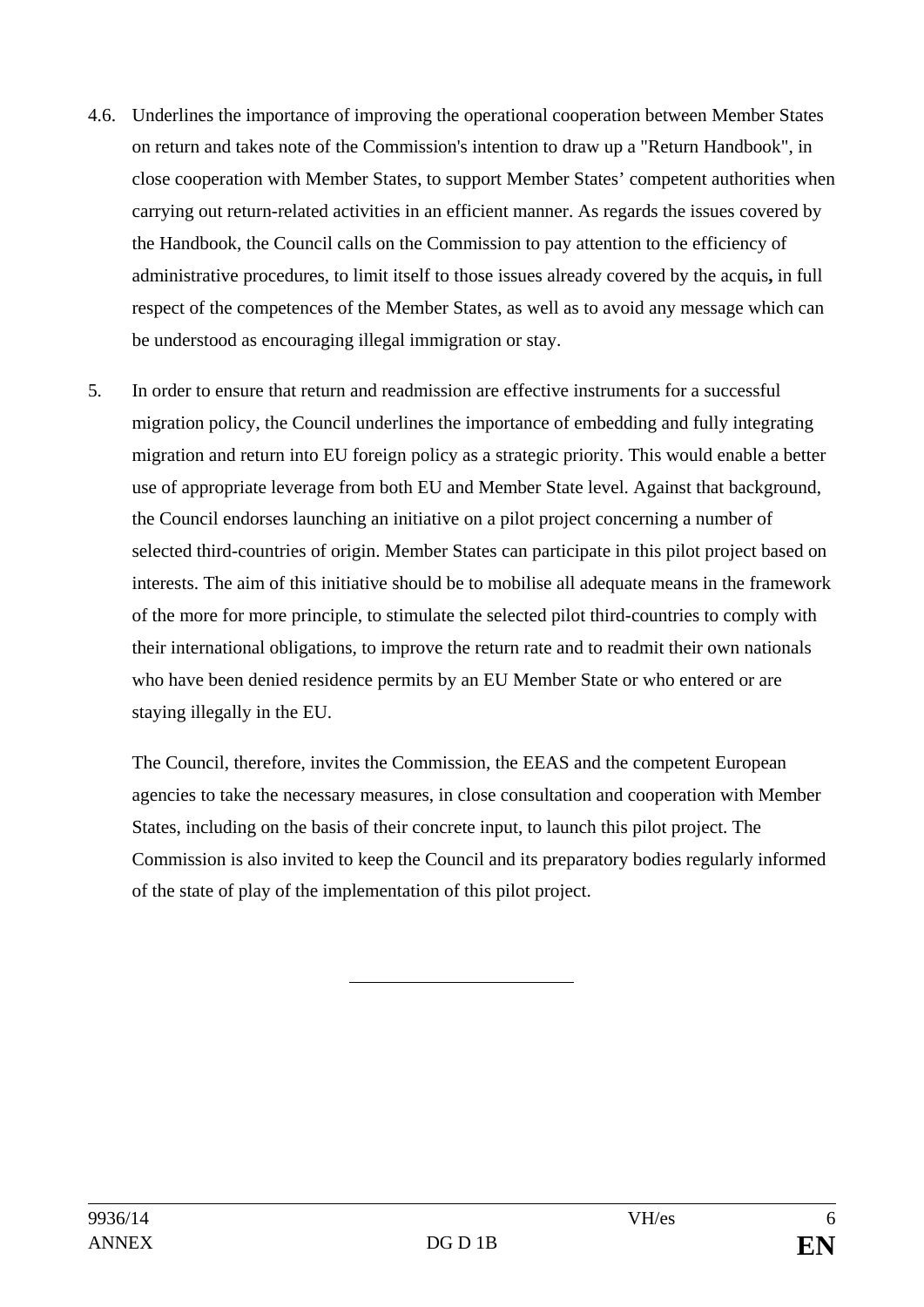4.6. Underlines the importance of improving the operational cooperation between Member States on return and takes note of the Commission's intention to draw up a "Return Handbook", in close cooperation with Member States, to support Member States' competent authorities when carrying out return-related activities in an efficient manner. As regards the issues covered by the Handbook, the Council calls on the Commission to pay attention to the efficiency of administrative procedures, to limit itself to those issues already covered by the acquis**,** in full respect of the competences of the Member States, as well as to avoid any message which can be understood as encouraging illegal immigration or stay.

5. In order to ensure that return and readmission are effective instruments for a successful migration policy, the Council underlines the importance of embedding and fully integrating migration and return into EU foreign policy as a strategic priority. This would enable a better use of appropriate leverage from both EU and Member State level. Against that background, the Council endorses launching an initiative on a pilot project concerning a number of selected third-countries of origin. Member States can participate in this pilot project based on interests. The aim of this initiative should be to mobilise all adequate means in the framework of the more for more principle, to stimulate the selected pilot third-countries to comply with their international obligations, to improve the return rate and to readmit their own nationals who have been denied residence permits by an EU Member State or who entered or are staying illegally in the EU.

   The Council, therefore, invites the Commission, the EEAS and the competent European agencies to take the necessary measures, in close consultation and cooperation with Member States, including on the basis of their concrete input, to launch this pilot project. The Commission is also invited to keep the Council and its preparatory bodies regularly informed of the state of play of the implementation of this pilot project.